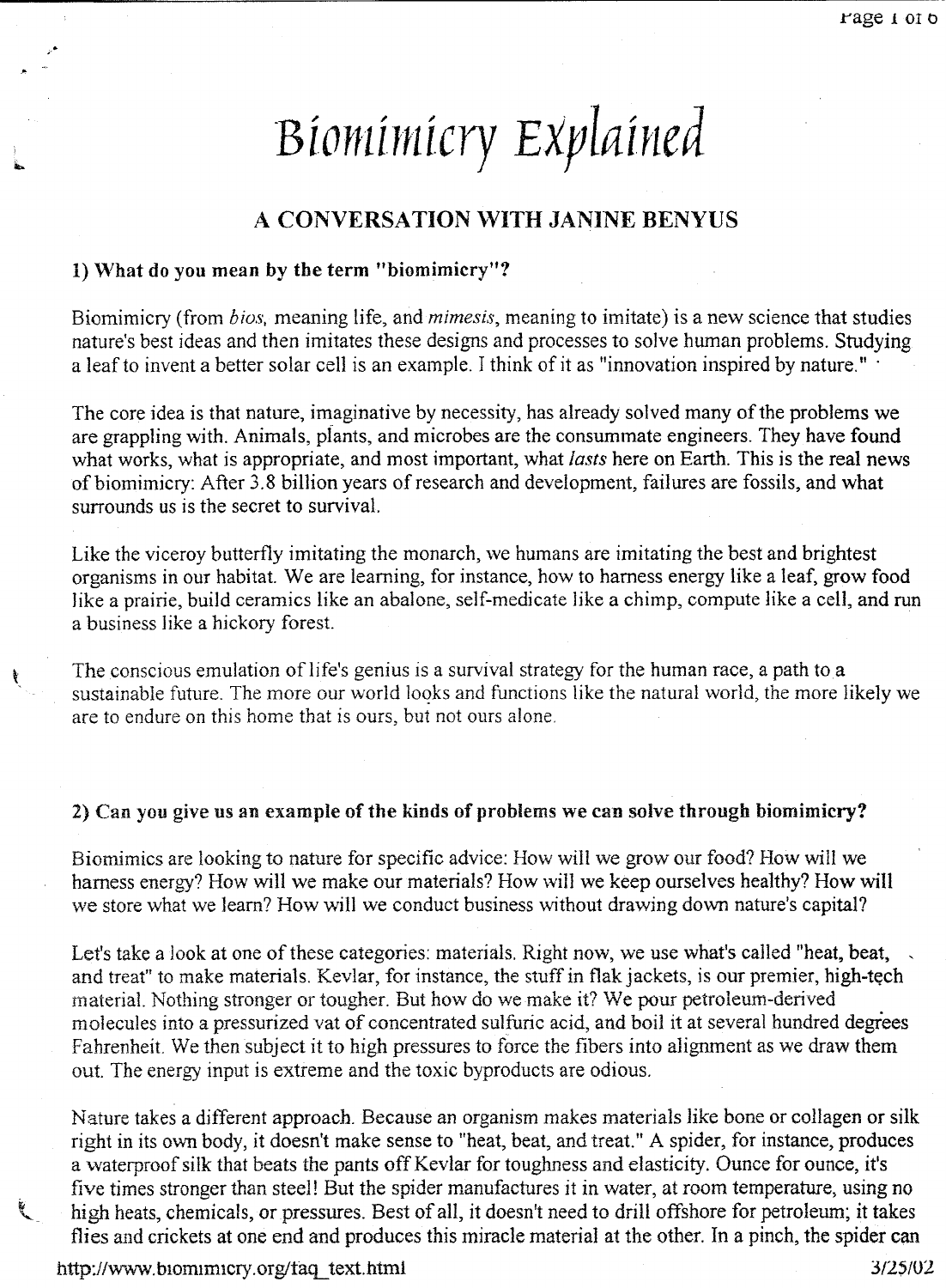# Biomimicry Explained

## A CONVERSATION WITH JANINE BENYUS

### 1) What do you mean by the term "biomimicry"?

Biomimicry (from *bios,* meaning life, and *mimesis*, meaning to imitate) is a new science that studies nature's best ideas and then imitates these designs and processes to solve human problems. Studying a leaf to invent a better solar cell is an example. I think of it as "innovation inspired by nature."

The core idea is that nature, imaginative by necessity, has already solved many of the problems we are grappling with. Animals, plants, and microbes are the consummate engineers. They have found what works, what is appropriate, and most important, what *lasts* here on Earth. This is the real news of biomimicry: After 3.8 billion years of research and development, failures are fossils, and what surrounds us is the secret to survival.

Like the viceroy butterfly imitating the monarch, we humans are imitating the best and brightest organisms in our habitat. We are learning, for instance, how to harness energy like a leaf, grow food like a prairie, build ceramics like an abalone, self-medicate like a chimp, compute like a cell, and run a business like a hickory forest.

The conscious emulation of life's genius is a survival strategy for the human race, a path to a sustainable future. The more our world looks and functions like the natural world, the more likely we are to endure on this home that is ours, but not ours alone.

### 2) Can you give us an example of the kinds of problems we can solve through biomimicry?

Biomimics are looking to nature for specific advice: How will we grow our food? How will we harness energy? How will we make our materials? How will we keep ourselves healthy? How will we store what we learn? How will we conduct business without drawing down nature's capital?

Let's take a look at one of these categories: materials. Right now, we use what's called "heat, beat, and treat" to make materials. Kevlar, for instance, the stuff in flak jackets, is our premier, high-tech material. Nothing stronger or tougher. But how do we make it? We pour petroleum-derived molecules into a pressurized vat of concentrated sulfuric acid, and boil it at several hundred degrees Fahrenheit. We then subject it to high pressures to force the fibers into alignment as we draw them out. The energy input is extreme and the toxic byproducts are odious.

Nature takes a different approach. Because an organism makes materials like bone or collagen or silk right in its own body, it doesn't make sense to "heat, beat, and treat." A spider, for instance, produces a waterproof silk that beats the pants off Kevlar for toughness and elasticity. Ounce for ounce, it's five times stronger than steel! But the spider manufactures it in water, at room temperature, using no high heats, chemicals, or pressures. Best of all, it doesn't need to drill offshore for petroleum; it takes flies and crickets at one end and produces this miracle material at the other. In a pinch, the spider can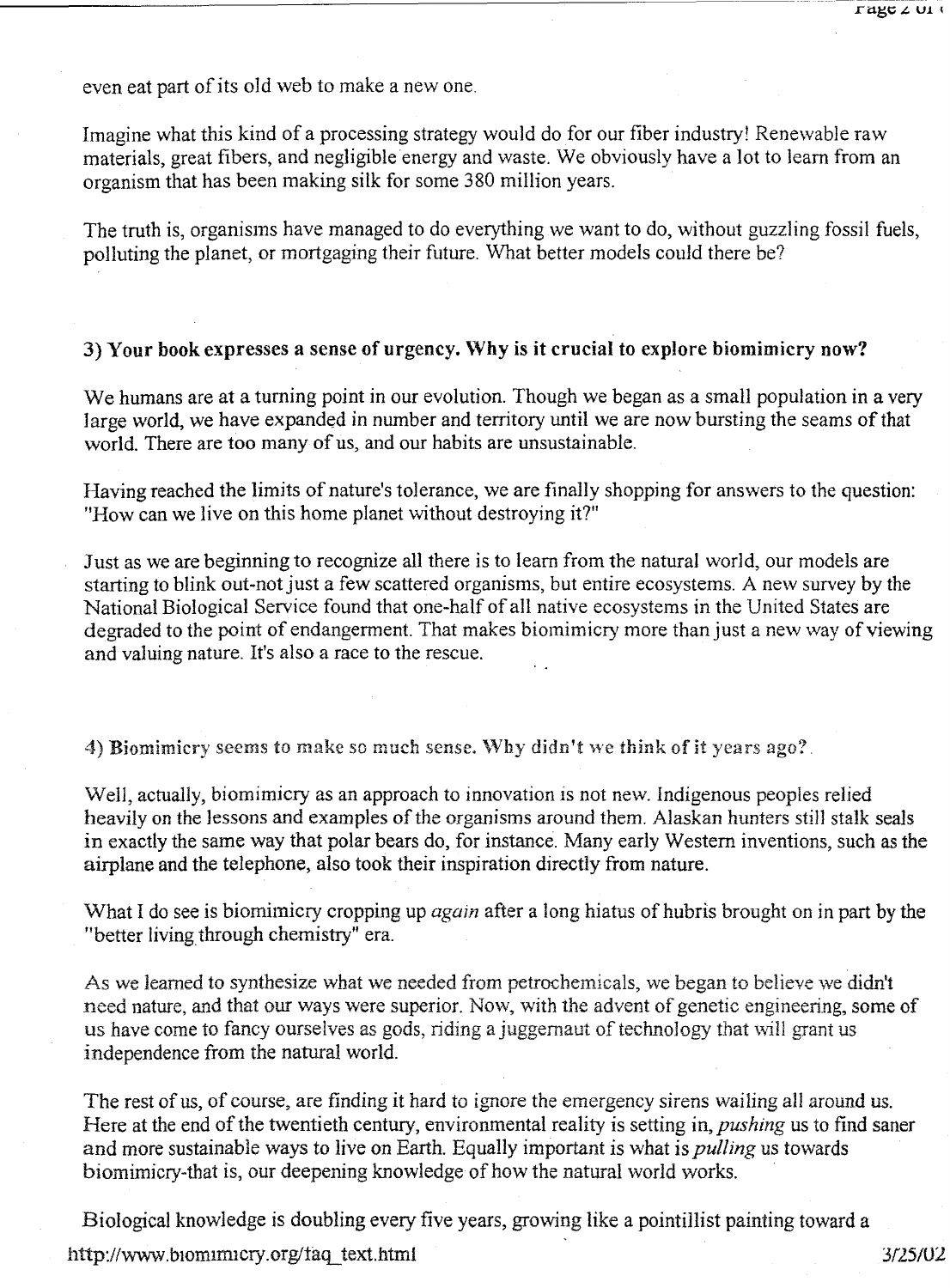even eat part of its old web to make a new one.

Imagine what this kind of a processing strategy would do for our fiber industry! Renewable raw materials, great fibers, and negligible energy and waste. We obviously have a lot to learn from an organism that has been making silk for some 380 million years.

The truth is, organisms have managed to do everything we want to do, without guzzling fossil fuels, polluting the planet, or mortgaging their future. What better models could there be?

**3) Your book expresses a sense of urgency. Why is it crucial to explore biomimicry now?**

We humans are at a turning point in our evolution. Though we began as a small population in a very large world, we have expanded in number and territory until we are now bursting the seams of that world. There are too many of us, and our habits are unsustainable.

Having reached the limits of nature's tolerance, we are finally shopping for answers to the question: "How can we live on this home planet without destroying it?"

Just as we are beginning to recognize all there is to learn from the natural world, our models are starting to blink out-not just a few scattered organisms, but entire ecosystems. A new survey by the National Biological Service found that one-half of all native ecosystems in the United States are degraded to the point of endangerment. That makes biomimicry more than just a new way of viewing and valuing nature. It's also a race to the rescue.

**4) Biomimicry seems to make so much sense. Why didn't we think of it years ago?**

Well, actually, biomimicry as an approach to innovation is not new. Indigenous peoples relied heavily on the lessons and examples of the organisms around them. Alaskan hunters still stalk seals in exactly the same way that polar bears do, for instance. Many early Western inventions, such as the airplane and the telephone, also took their inspiration directly from nature.

What I do see is biomimicry cropping up *again* after a long hiatus of hubris brought on in part by the "better living through chemistry" era.

As we learned to synthesize what we needed from petrochemicals, we began to believe we didn't need nature, and that our ways were superior. Now, with the advent of genetic engineering, some of us have come to fancy ourselves as gods, riding a juggernaut of technology that will grant us independence from the natural world.

The rest of us, of course, are finding it hard to ignore the emergency sirens wailing all around us. Here at the end of the twentieth century, environmental reality is setting in, *pushing* us to find saner and more sustainable ways to live on Earth. Equally important is what is *pulling* us towards biomimicry-that is, our deepening knowledge of how the natural world works.

Biological knowledge is doubling every five years, growing like a pointillist painting toward a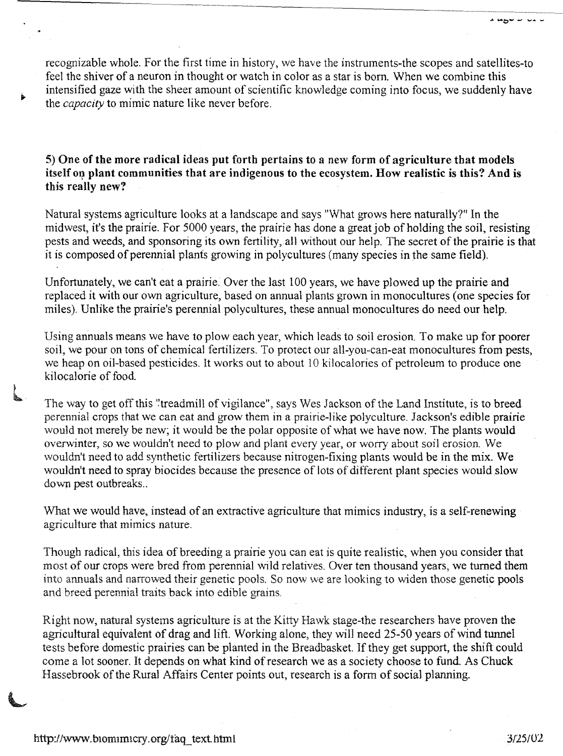recognizable whole. For the first time in history, we have the instruments-the scopes and satellites-to feel the shiver of a neuron in thought or watch in color as a star is born. When we combine this intensified gaze with the sheer amount of scientific knowledge coming into focus, we suddenly have the *capacity* to mimic nature like never before.

**5) One of the more radical ideas put forth pertains to a new form of agriculture that models itself on plant communities that are indigenous to the ecosystem. How realistic is this? And is this really new?**

Natural systems agriculture looks at a landscape and says "What grows here naturally?" In the midwest, it's the prairie. For 5000 years, the prairie has done a great job of holding the soil, resisting pests and weeds, and sponsoring its own fertility, all without our help. The secret of the prairie is that it is composed of perennial plants growing in polycultures (many species in the same field).

Unfortunately, we can't eat a prairie. Over the last 100 years, we have plowed up the prairie and replaced it with our own agriculture, based on annual plants grown in monocultures (one species for miles). Unlike the prairie's perennial polycultures, these annual monocultures do need our help.

Using annuals means we have to plow each year, which leads to soil erosion. To make up for poorer soil, we pour on tons of chemical fertilizers. To protect our all-you-can-eat monocultures from pests, we heap on oil-based pesticides. It works out to about 10 kilocalories of petroleum to produce one kilocalorie of food.

The way to get off this "treadmill of vigilance", says Wes Jackson of the Land Institute, is to breed perennial crops that we can eat and grow them in a prairie-like polyculture. Jackson's edible prairie would not merely be new; it would be the polar opposite of what we have now. The plants would overwinter, so we wouldn't need to plow and plant every year, or worry about soil erosion. We wouldn't need to add synthetic fertilizers because nitrogen-fixing plants would be in the mix. We wouldn't need to spray biocides because the presence of lots of different plant species would slow down pest outbreaks..

What we would have, instead of an extractive agriculture that mimics industry, is a self-renewing agriculture that mimics nature.

Though radical, this idea of breeding a prairie you can eat is quite realistic, when you consider that most of our crops were bred from perennial wild relatives. Over ten thousand years, we turned them into annuals and narrowed their genetic pools. So now we are looking to widen those genetic pools and breed perennial traits back into edible grains.

Right now, natural systems agriculture is at the Kitty Hawk stage-the researchers have proven the agricultural equivalent of drag and lift. Working alone, they will need 25-50 years of wind tunnel tests before domestic prairies can be planted in the Breadbasket. If they get support, the shift could come a lot sooner. It depends on what kind of research we as a society choose to fund. As Chuck Hassebrook of the Rural Affairs Center points out, research is a form of social planning.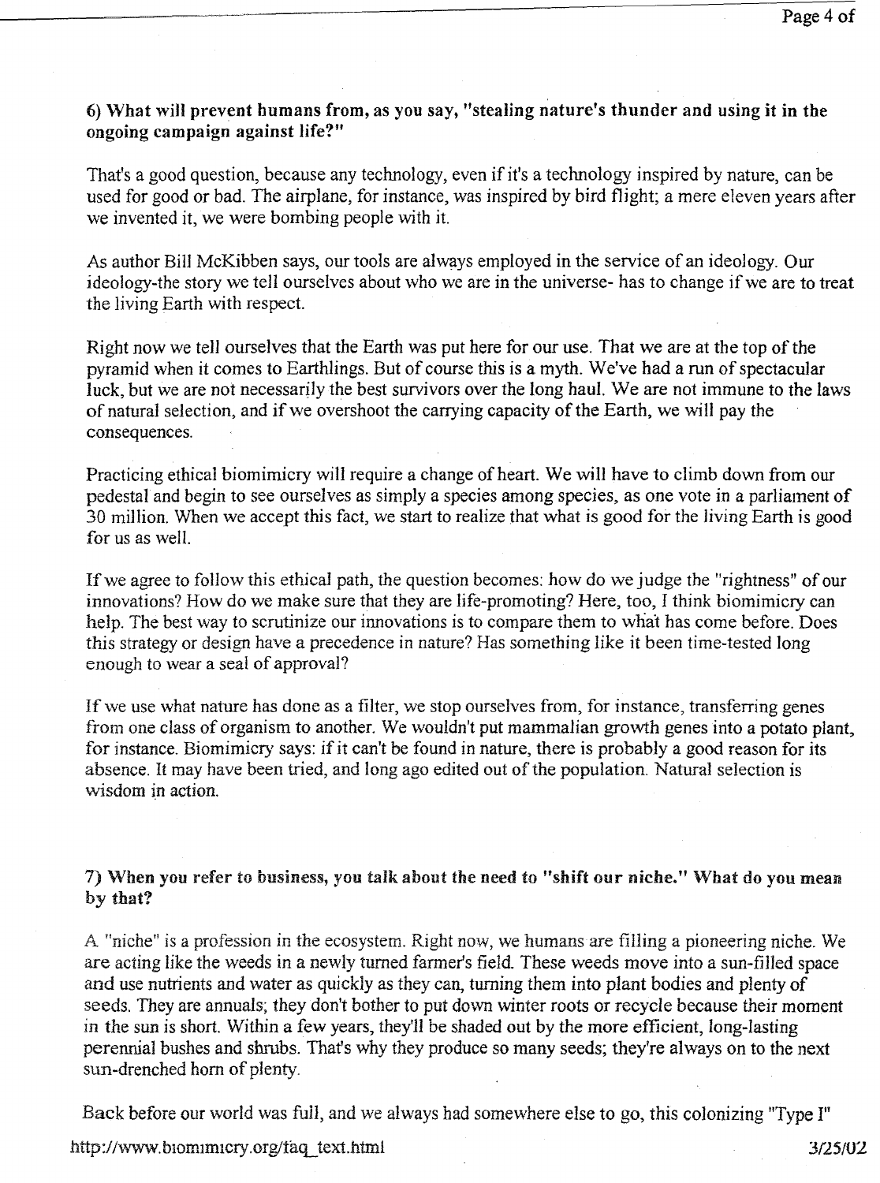**6) What will prevent humans from, as you say, "stealing nature's thunder and using it in the ongoing campaign against life?"**

That's a good question, because any technology, even if it's a technology inspired by nature, can be used for good or bad. The airplane, for instance, was inspired by bird flight; a mere eleven years after we invented it, we were bombing people with it.

As author Bill McKibben says, our tools are always employed in the service of an ideology. Our ideology-the story we tell ourselves about who we are in the universe- has to change if we are to treat the living Earth with respect.

Right now we tell ourselves that the Earth was put here for our use. That we are at the top of the pyramid when it comes to Earthlings. But of course this is a myth. We've had a run of spectacular luck, but we are not necessarily the best survivors over the long haul. We are not immune to the laws of natural selection, and if we overshoot the carrying capacity of the Earth, we will pay the consequences.

Practicing ethical biomimicry will require a change of heart. We will have to climb down from our pedestal and begin to see ourselves as simply a species among species, as one vote in a parliament of 30 million. When we accept this fact, we start to realize that what is good for the living Earth is good for us as well.

If we agree to follow this ethical path, the question becomes: how do we judge the "rightness" of our innovations? How do we make sure that they are life-promoting? Here, too, I think biomimicry can help. The best way to scrutinize our innovations is to compare them to what has come before. Does this strategy or design have a precedence in nature? Has something like it been time-tested long enough to wear a seal of approval?

If we use what nature has done as a filter, we stop ourselves from, for instance, transferring genes from one class of organism to another. We wouldn't put mammalian growth genes into a potato plant, for instance. Biomimicry says: if it can't be found in nature, there is probably a good reason for its absence. It may have been tried, and long ago edited out of the population. Natural selection is wisdom in action.

**7) When you refer to business, you talk about the need to "shift our niche." What do you mean by that?**

A "niche" is a profession in the ecosystem. Right now, we humans are filling a pioneering niche. We are acting like the weeds in a newly turned farmer's field. These weeds move into a sun-filled space and use nutrients and water as quickly as they can, turning them into plant bodies and plenty of seeds. They are annuals; they don't bother to put down winter roots or recycle because their moment in the sun is short. Within a few years, they'll be shaded out by the more efficient, long-lasting perennial bushes and shrubs. That's why they produce so many seeds; they're always on to the next sun-drenched horn of plenty.

Back before our world was full, and we always had somewhere else to go, this colonizing "Type I"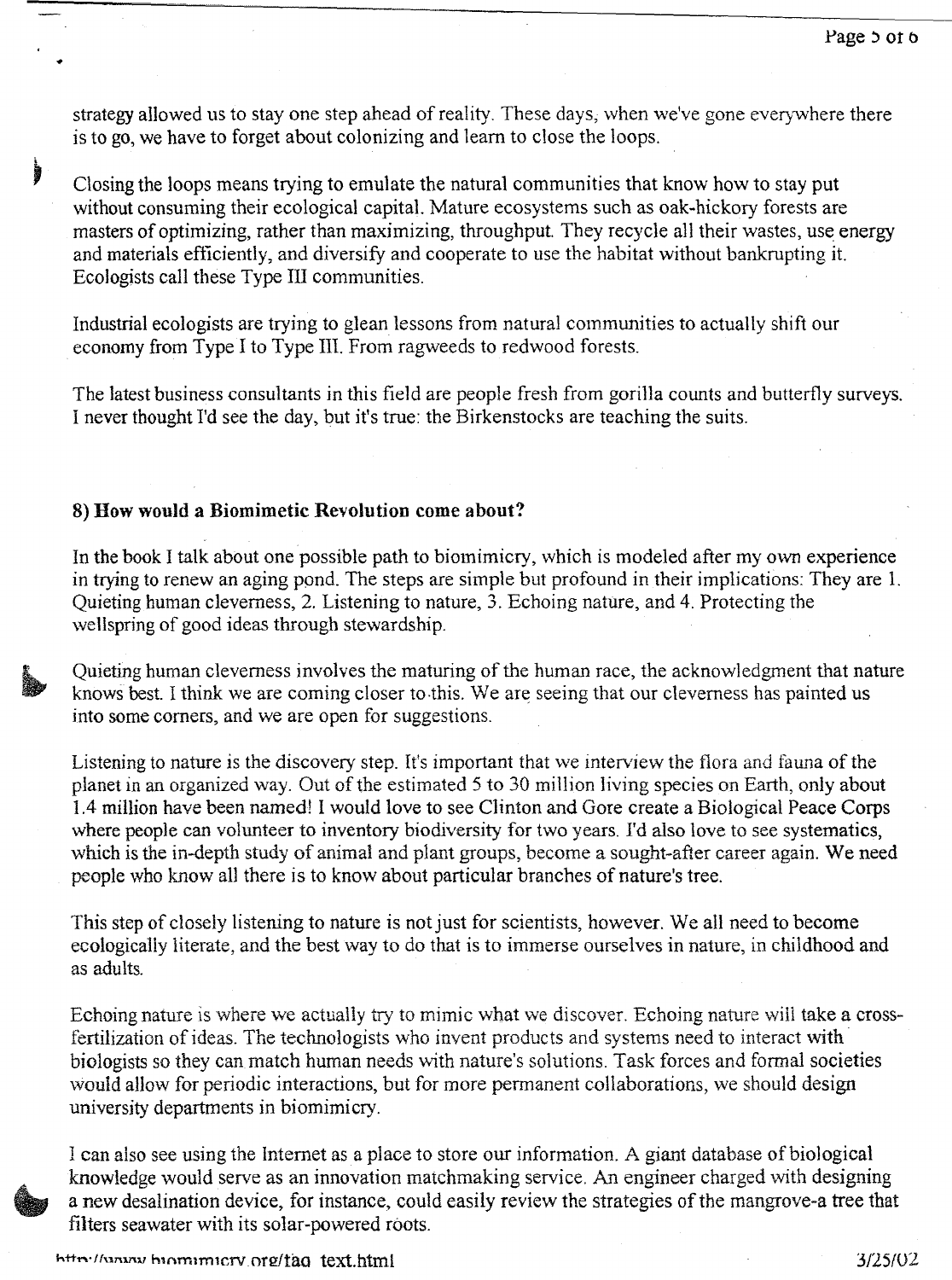strategy allowed us to stay one step ahead of reality. These days, when we've gone everywhere there is to go, we have to forget about colonizing and learn to close the loops.

Closing the loops means trying to emulate the natural communities that know how to stay put without consuming their ecological capital. Mature ecosystems such as oak-hickory forests are masters of optimizing, rather than maximizing, throughput. They recycle all their wastes, use energy and materials efficiently, and diversify and cooperate to use the habitat without bankrupting it. Ecologists call these Type III communities.

Industrial ecologists are trying to glean lessons from natural communities to actually shift our economy from Type I to Type III. From ragweeds to redwood forests.

The latest business consultants in this field are people fresh from gorilla counts and butterfly surveys. I never thought I'd see the day, but it's true: the Birkenstocks are teaching the suits.

**8) How would a Biomimetic Revolution come about?**

In the book I talk about one possible path to biomimicry, which is modeled after my own experience in trying to renew an aging pond. The steps are simple but profound in their implications: They are 1. Quieting human cleverness, 2. Listening to nature, 3. Echoing nature, and 4. Protecting the wellspring of good ideas through stewardship.

Quieting human cleverness involves the maturing of the human race, the acknowledgment that nature knows best. I think we are coming closer to this. We are seeing that our cleverness has painted us into some corners, and we are open for suggestions.

Listening to nature is the discovery step. It's important that we interview the flora and fauna of the planet in an organized way. Out of the estimated 5 to 30 million living species on Earth, only about 1.4 million have been named! I would love to see Clinton and Gore create a Biological Peace Corps where people can volunteer to inventory biodiversity for two years. I'd also love to see systematics, which is the in-depth study of animal and plant groups, become a sought-after career again. We need people who know all there is to know about particular branches of nature's tree.

This step of closely listening to nature is not just for scientists, however. We all need to become ecologically literate, and the best way to do that is to immerse ourselves in nature, in childhood and as adults.

Echoing nature is where we actually try to mimic what we discover. Echoing nature will take a cross-fertilization of ideas. The technologists who invent products and systems need to interact with biologists so they can match human needs with nature's solutions. Task forces and formal societies would allow for periodic interactions, but for more permanent collaborations, we should design university departments in biomimicry.

I can also see using the Internet as a place to store our information. A giant database of biological knowledge would serve as an innovation matchmaking service. An engineer charged with designing a new desalination device, for instance, could easily review the strategies of the mangrove-a tree that filters seawater with its solar-powered roots.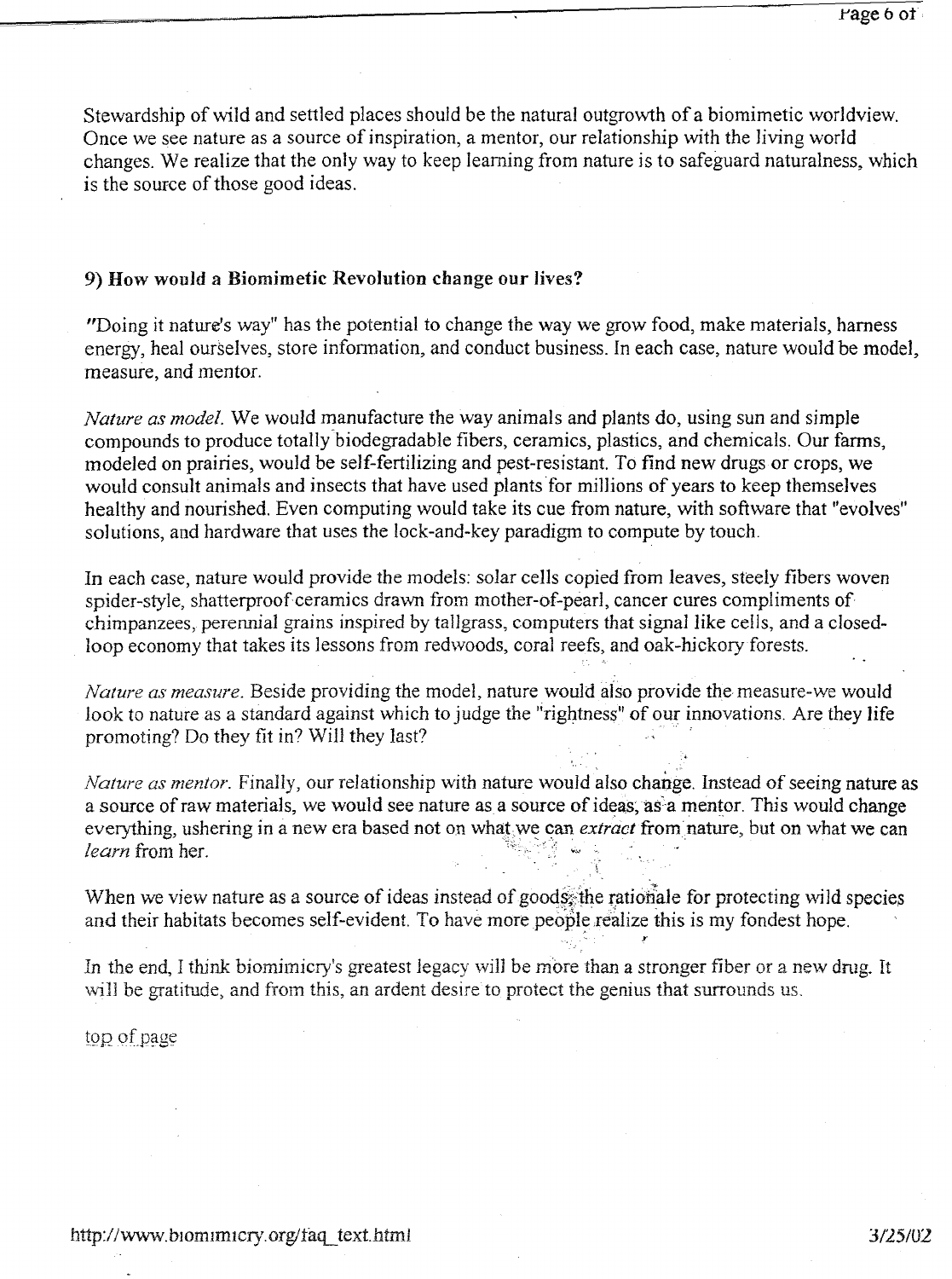Stewardship of wild and settled places should be the natural outgrowth of a biomimetic worldview. Once we see nature as a source of inspiration, a mentor, our relationship with the living world changes. We realize that the only way to keep learning from nature is to safeguard naturalness, which is the source of those good ideas.

### 9) How would a Biomimetic Revolution change our lives?

"Doing it nature's way" has the potential to change the way we grow food, make materials, harness energy, heal ourselves, store information, and conduct business. In each case, nature would be model, measure, and mentor.

*Nature as model.* We would manufacture the way animals and plants do, using sun and simple compounds to produce totally biodegradable fibers, ceramics, plastics, and chemicals. Our farms, modeled on prairies, would be self-fertilizing and pest-resistant. To find new drugs or crops, we would consult animals and insects that have used plants for millions of years to keep themselves healthy and nourished. Even computing would take its cue from nature, with software that "evolves" solutions, and hardware that uses the lock-and-key paradigm to compute by touch.

In each case, nature would provide the models: solar cells copied from leaves, steely fibers woven spider-style, shatterproof ceramics drawn from mother-of-pearl, cancer cures compliments of chimpanzees, perennial grains inspired by tallgrass, computers that signal like cells, and a closed-loop economy that takes its lessons from redwoods, coral reefs, and oak-hickory forests.

*Nature as measure.* Beside providing the model, nature would also provide the measure-we would look to nature as a standard against which to judge the "rightness" of our innovations. Are they life promoting? Do they fit in? Will they last?

*Nature as mentor.* Finally, our relationship with nature would also change. Instead of seeing nature as a source of raw materials, we would see nature as a source of ideas, as a mentor. This would change everything, ushering in a new era based not on what we can *extract* from nature, but on what we can *learn* from her.

When we view nature as a source of ideas instead of goods, the rationale for protecting wild species and their habitats becomes self-evident. To have more people realize this is my fondest hope.

In the end, I think biomimicry's greatest legacy will be more than a stronger fiber or a new drug. It will be gratitude, and from this, an ardent desire to protect the genius that surrounds us.

top of page